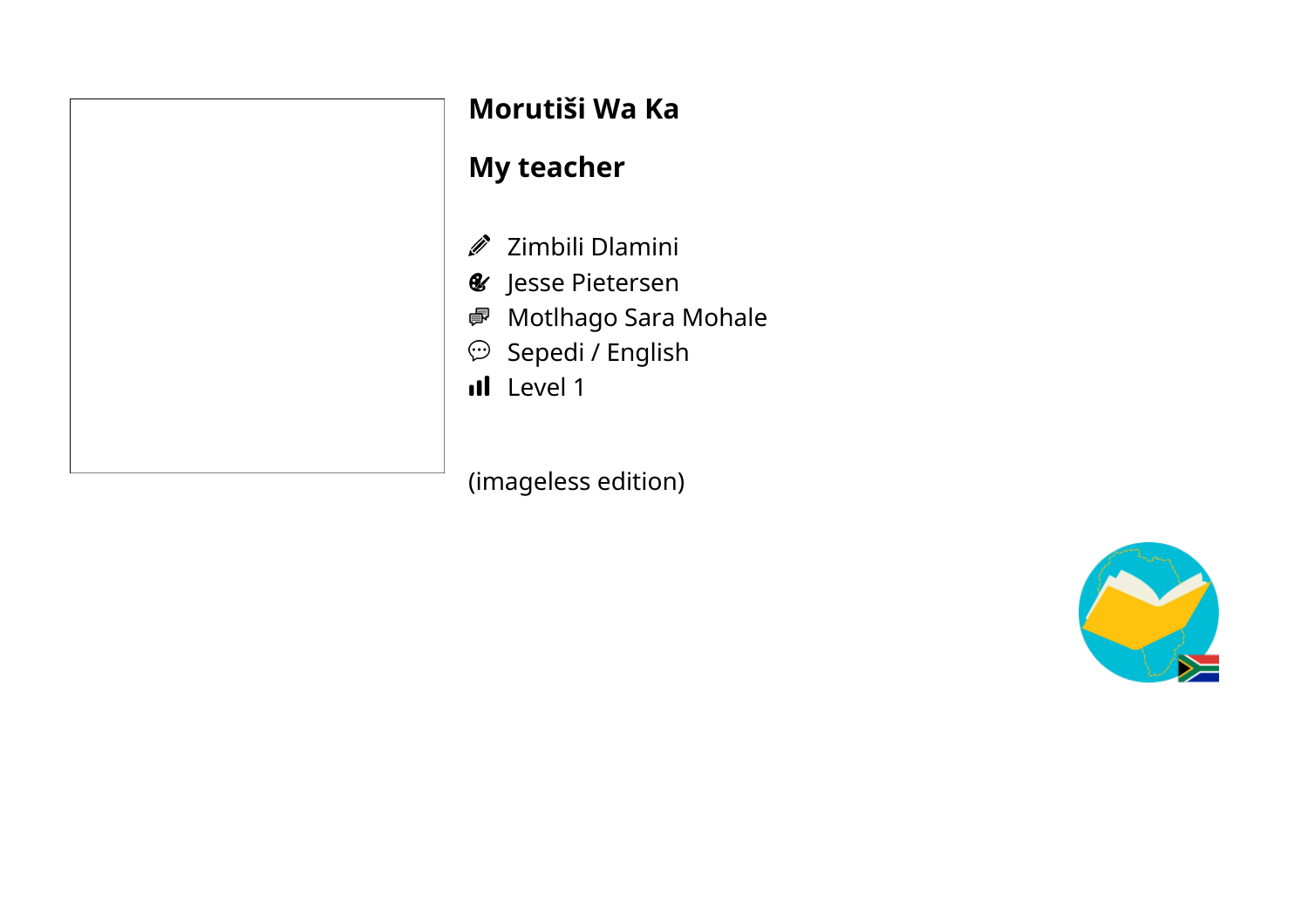# Morutiši Wa Ka

## My teacher

- Zimbili Dlamini
- Jesse Pietersen
- Motlhago Sara Mohale
- Sepedi / English
- Level 1

(imageless edition)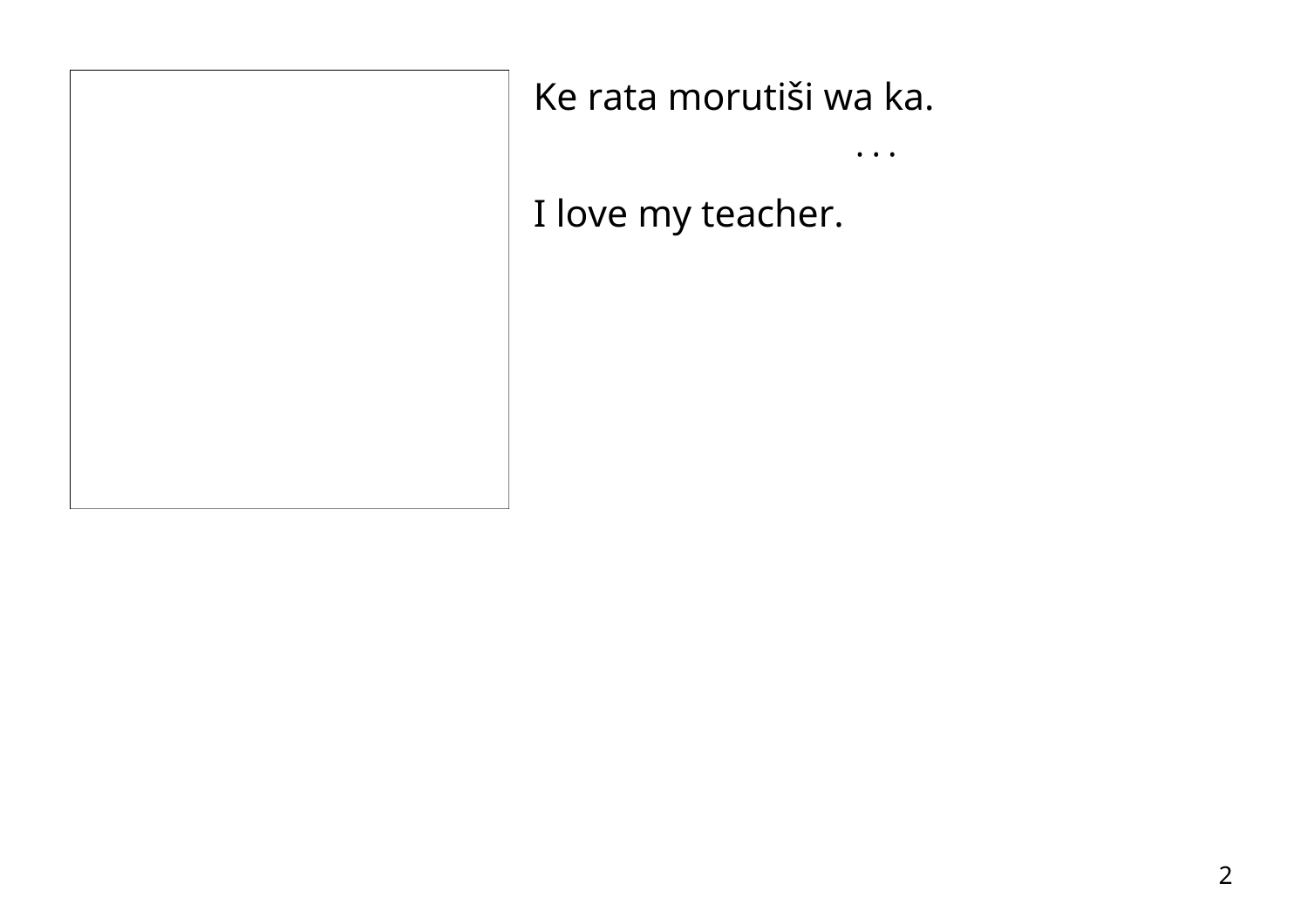Ke rata morutiši wa ka.

. . .

I love my teacher.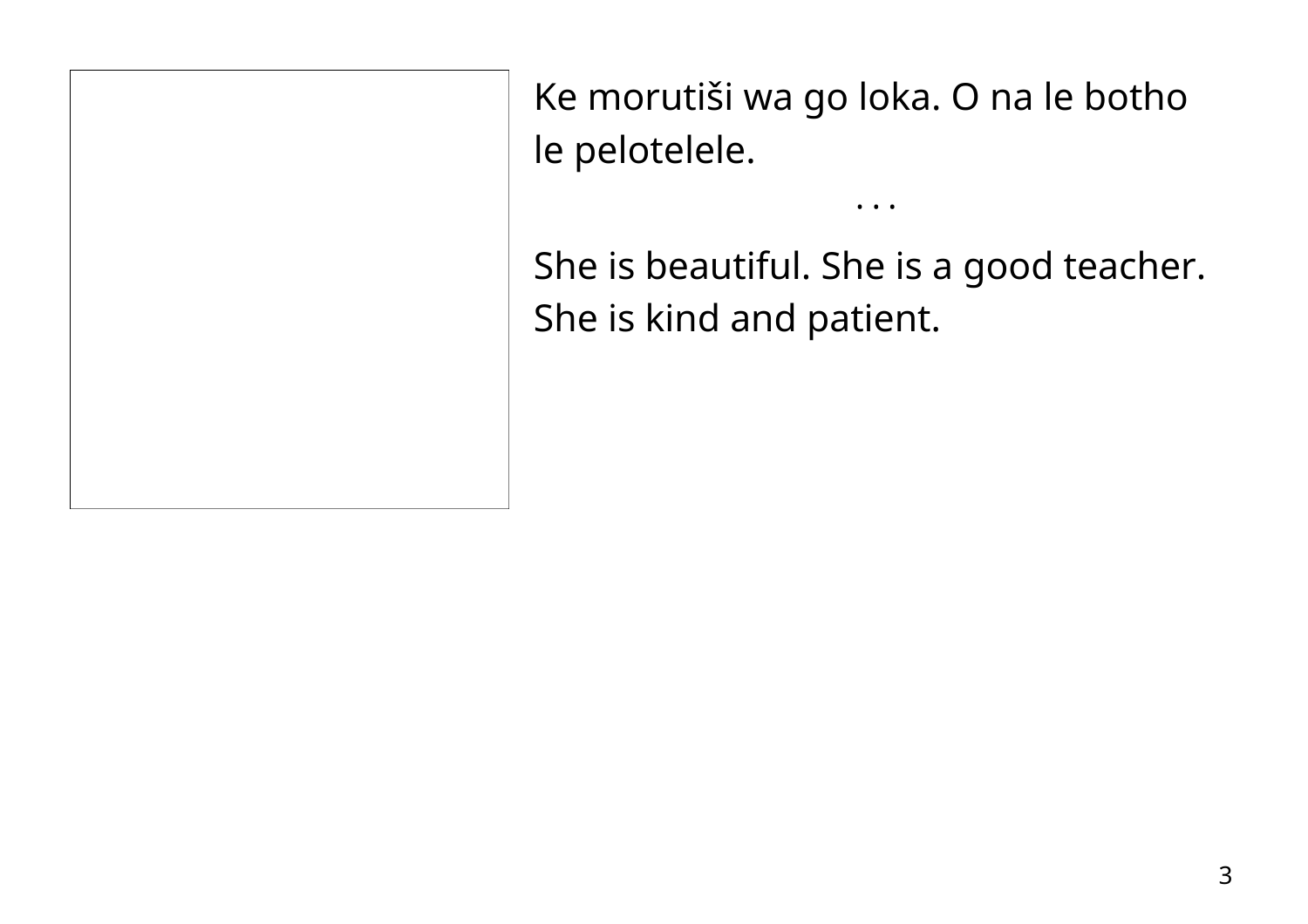Ke morutiši wa go loka. O na le botho le pelotelele.

. . .

She is beautiful. She is a good teacher. She is kind and patient.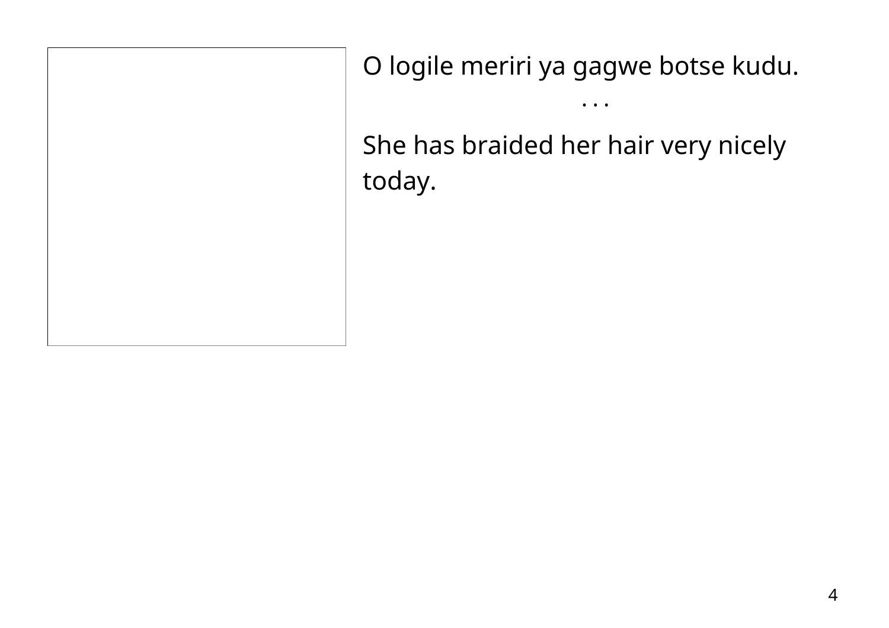O logile meriri ya gagwe botse kudu.

. . .

She has braided her hair very nicely today.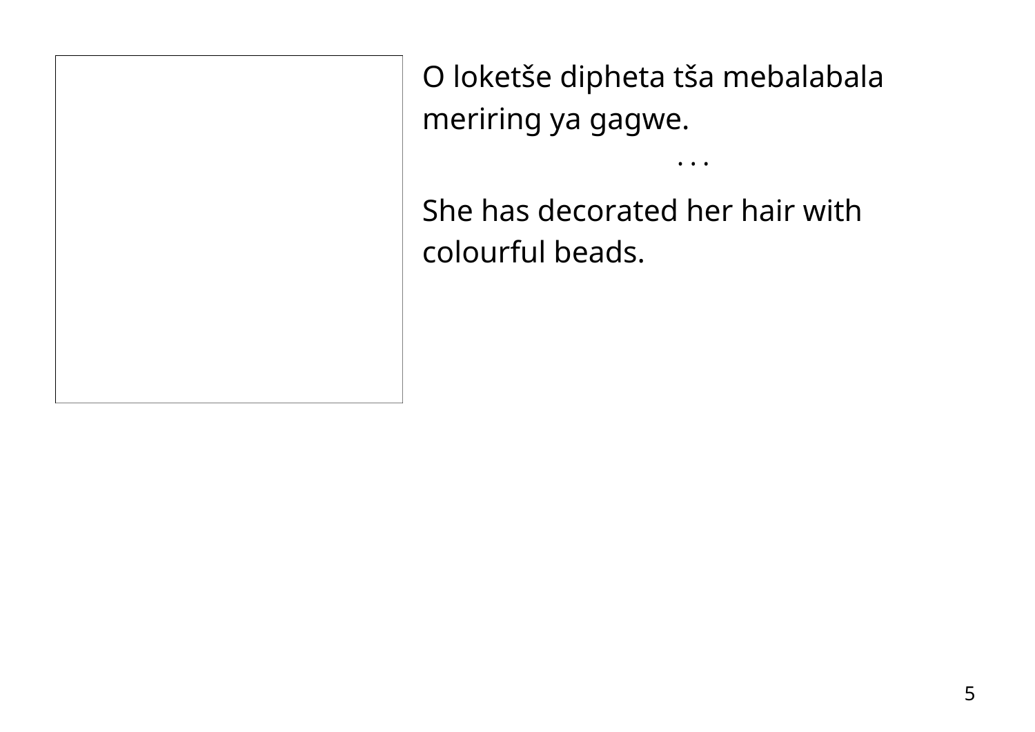O loketše dipheta tša mebalabala meriring ya gagwe.

. . .

She has decorated her hair with colourful beads.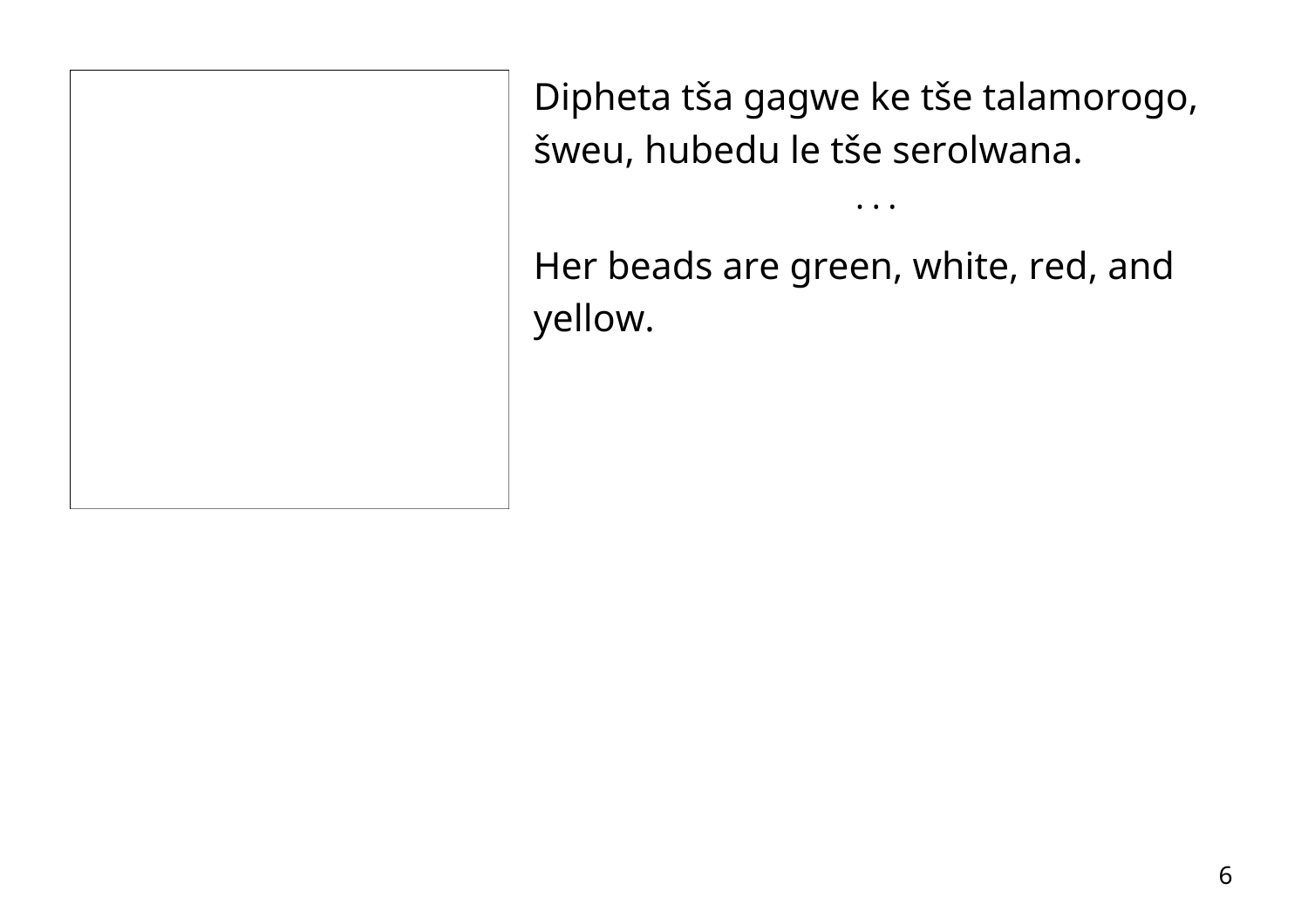Dipheta tša gagwe ke tše talamorogo, šweu, hubedu le tše serolwana.

. . .

Her beads are green, white, red, and yellow.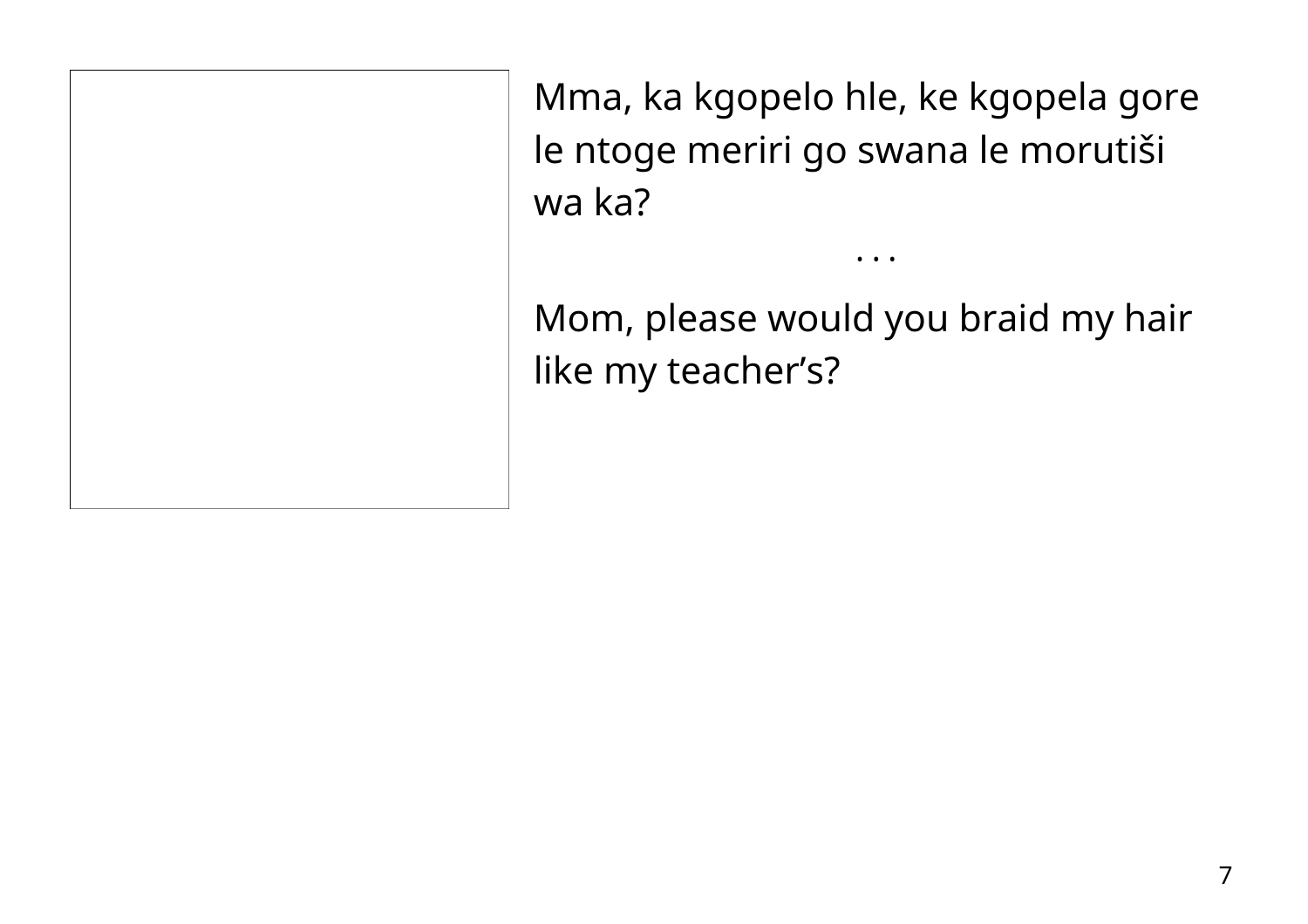Mma, ka kgopelo hle, ke kgopela gore le ntoge meriri go swana le morutiši wa ka?

. . .

Mom, please would you braid my hair like my teacher’s?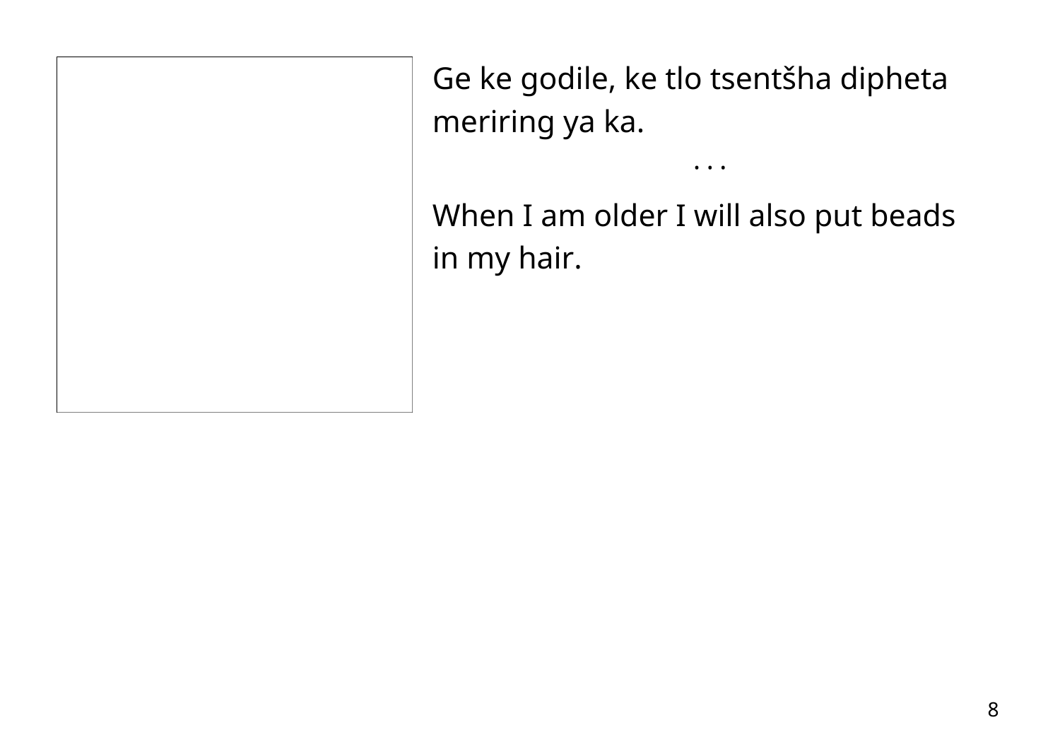Ge ke godile, ke tlo tsentšha dipheta meriring ya ka.

. . .

When I am older I will also put beads in my hair.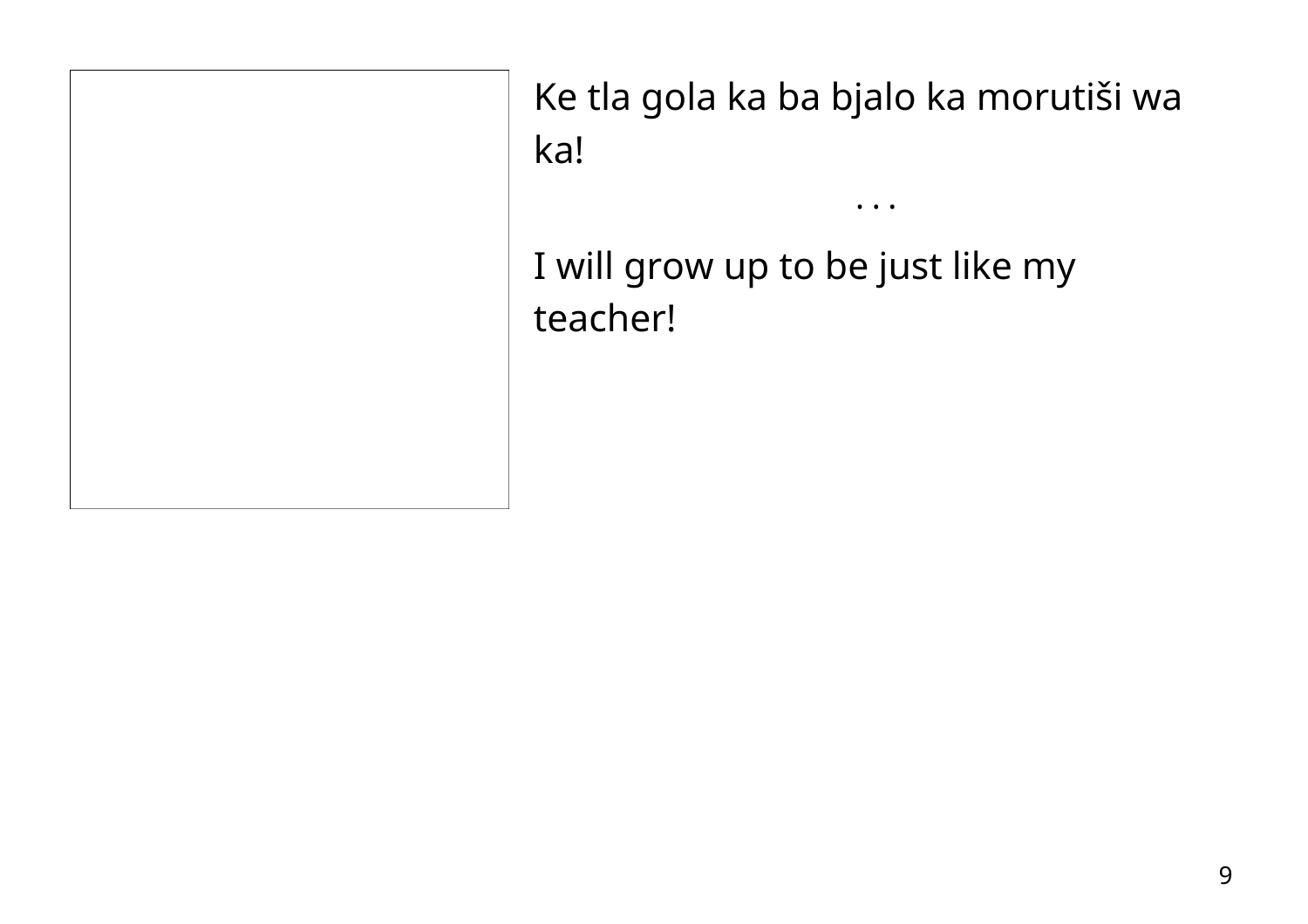Ke tla gola ka ba bjalo ka morutiši wa ka!

. . .

I will grow up to be just like my teacher!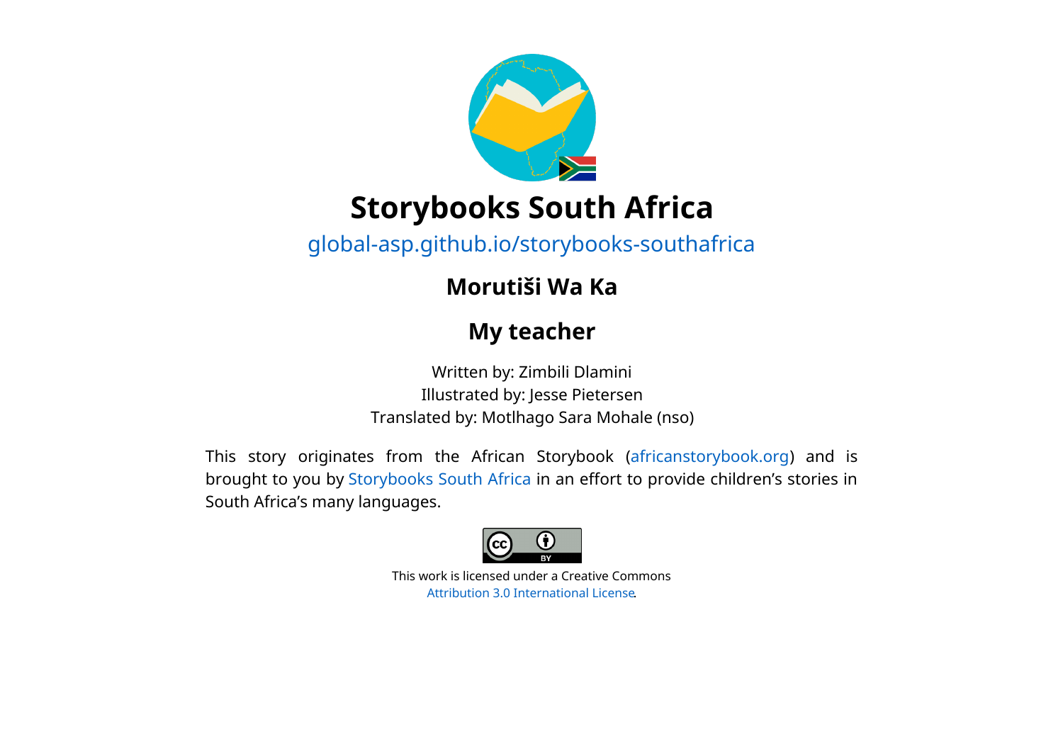# Storybooks South Africa

global-asp.github.io/storybooks-southafrica

## Morutiši Wa Ka

## My teacher

Written by: Zimbili Dlamini
Illustrated by: Jesse Pietersen
Translated by: Motlhago Sara Mohale (nso)

This story originates from the African Storybook (africanstorybook.org) and is brought to you by Storybooks South Africa in an effort to provide children's stories in South Africa's many languages.

This work is licensed under a Creative Commons Attribution 3.0 International License.